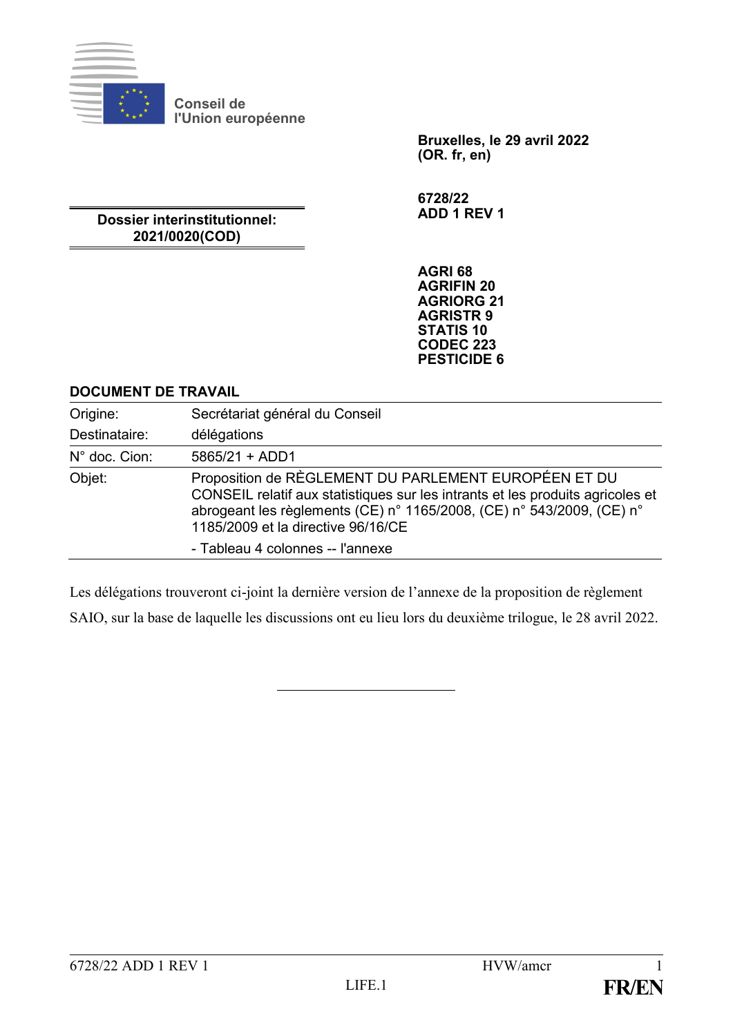Conseil de
l'Union européenne

**Bruxelles, le 29 avril 2022**
**(OR. fr, en)**

**Dossier interinstitutionnel:**
**2021/0020(COD)**

**6728/22**
**ADD 1 REV 1**

**AGRI 68**
**AGRIFIN 20**
**AGRIORG 21**
**AGRISTR 9**
**STATIS 10**
**CODEC 223**
**PESTICIDE 6**

**DOCUMENT DE TRAVAIL**

| | |
|---|---|
| Origine: | Secrétariat général du Conseil |
| Destinataire: | délégations |
| N° doc. Cion: | 5865/21 + ADD1 |
| Objet: | Proposition de RÈGLEMENT DU PARLEMENT EUROPÉEN ET DU CONSEIL relatif aux statistiques sur les intrants et les produits agricoles et abrogeant les règlements (CE) n° 1165/2008, (CE) n° 543/2009, (CE) n° 1185/2009 et la directive 96/16/CE<br>- Tableau 4 colonnes -- l'annexe |

Les délégations trouveront ci-joint la dernière version de l'annexe de la proposition de règlement SAIO, sur la base de laquelle les discussions ont eu lieu lors du deuxième trilogue, le 28 avril 2022.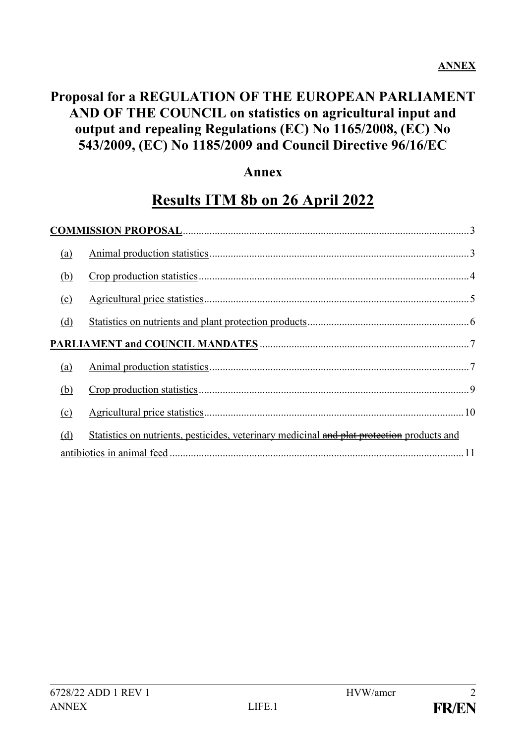**ANNEX**

# Proposal for a REGULATION OF THE EUROPEAN PARLIAMENT AND OF THE COUNCIL on statistics on agricultural input and output and repealing Regulations (EC) No 1165/2008, (EC) No 543/2009, (EC) No 1185/2009 and Council Directive 96/16/EC

## Annex

## Results ITM 8b on 26 April 2022

**COMMISSION PROPOSAL** .......... 3

- (a) Animal production statistics .......... 3
- (b) Crop production statistics .......... 4
- (c) Agricultural price statistics .......... 5
- (d) Statistics on nutrients and plant protection products .......... 6

**PARLIAMENT and COUNCIL MANDATES** .......... 7

- (a) Animal production statistics .......... 7
- (b) Crop production statistics .......... 9
- (c) Agricultural price statistics .......... 10
- (d) Statistics on nutrients, pesticides, veterinary medicinal ~~and plat protection~~ products and antibiotics in animal feed .......... 11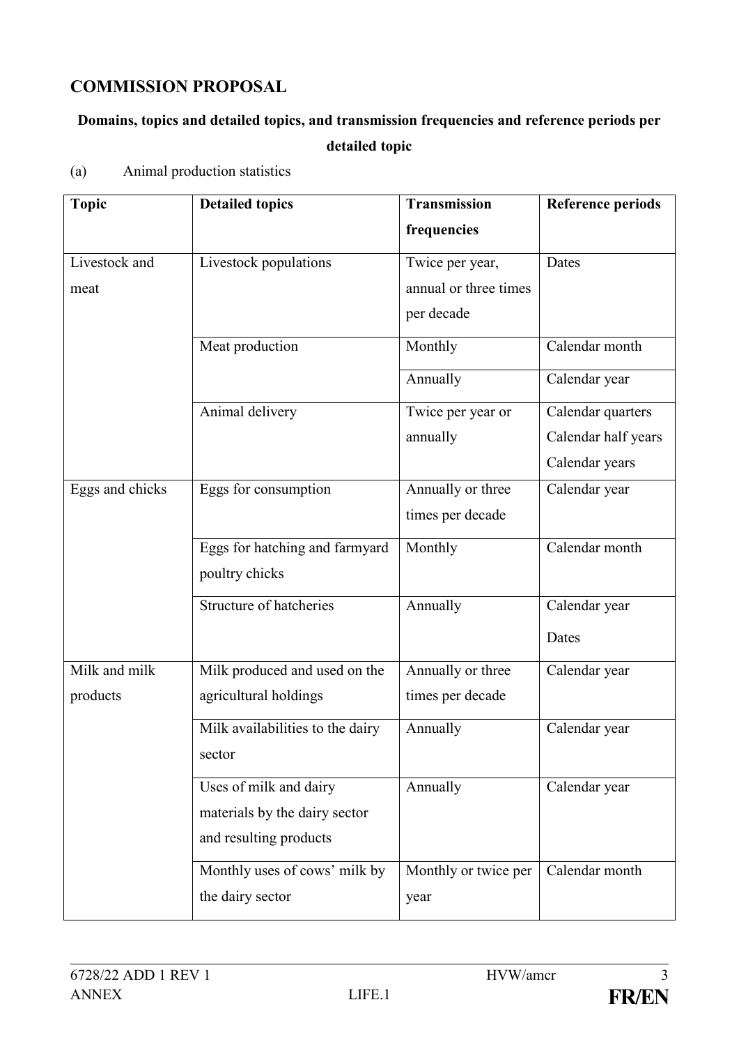## COMMISSION PROPOSAL

**Domains, topics and detailed topics, and transmission frequencies and reference periods per detailed topic**

(a) Animal production statistics

| Topic | Detailed topics | Transmission frequencies | Reference periods |
|---|---|---|---|
| Livestock and meat | Livestock populations | Twice per year, annual or three times per decade | Dates |
| | Meat production | Monthly | Calendar month |
| | | Annually | Calendar year |
| | Animal delivery | Twice per year or annually | Calendar quarters<br>Calendar half years<br>Calendar years |
| Eggs and chicks | Eggs for consumption | Annually or three times per decade | Calendar year |
| | Eggs for hatching and farmyard poultry chicks | Monthly | Calendar month |
| | Structure of hatcheries | Annually | Calendar year<br>Dates |
| Milk and milk products | Milk produced and used on the agricultural holdings | Annually or three times per decade | Calendar year |
| | Milk availabilities to the dairy sector | Annually | Calendar year |
| | Uses of milk and dairy materials by the dairy sector and resulting products | Annually | Calendar year |
| | Monthly uses of cows' milk by the dairy sector | Monthly or twice per year | Calendar month |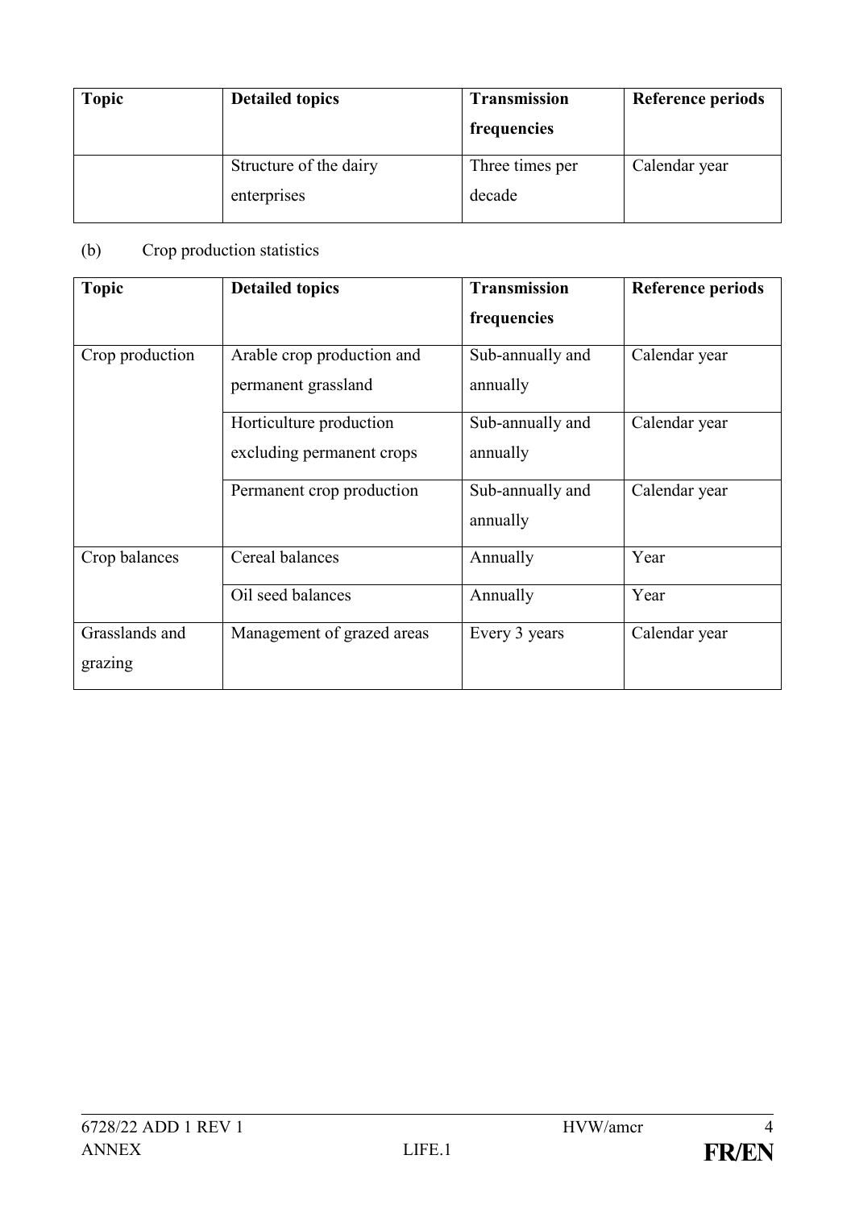| Topic | Detailed topics | Transmission frequencies | Reference periods |
|---|---|---|---|
| | Structure of the dairy enterprises | Three times per decade | Calendar year |

(b) Crop production statistics

| Topic | Detailed topics | Transmission frequencies | Reference periods |
|---|---|---|---|
| Crop production | Arable crop production and permanent grassland | Sub-annually and annually | Calendar year |
| | Horticulture production excluding permanent crops | Sub-annually and annually | Calendar year |
| | Permanent crop production | Sub-annually and annually | Calendar year |
| Crop balances | Cereal balances | Annually | Year |
| | Oil seed balances | Annually | Year |
| Grasslands and grazing | Management of grazed areas | Every 3 years | Calendar year |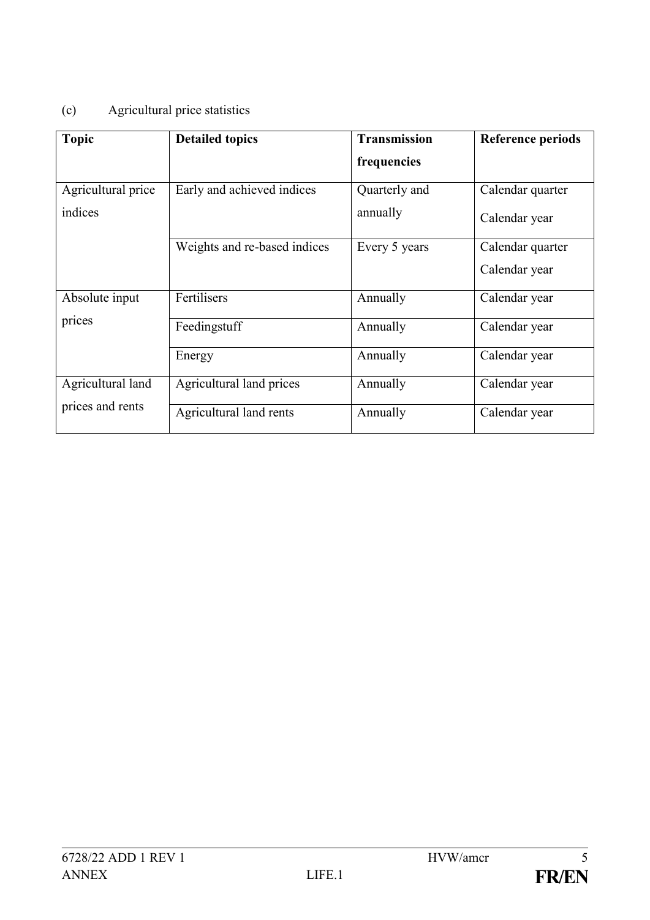(c) Agricultural price statistics

| Topic | Detailed topics | Transmission frequencies | Reference periods |
|---|---|---|---|
| Agricultural price indices | Early and achieved indices | Quarterly and annually | Calendar quarter<br>Calendar year |
| | Weights and re-based indices | Every 5 years | Calendar quarter<br>Calendar year |
| Absolute input prices | Fertilisers | Annually | Calendar year |
| | Feedingstuff | Annually | Calendar year |
| | Energy | Annually | Calendar year |
| Agricultural land prices and rents | Agricultural land prices | Annually | Calendar year |
| | Agricultural land rents | Annually | Calendar year |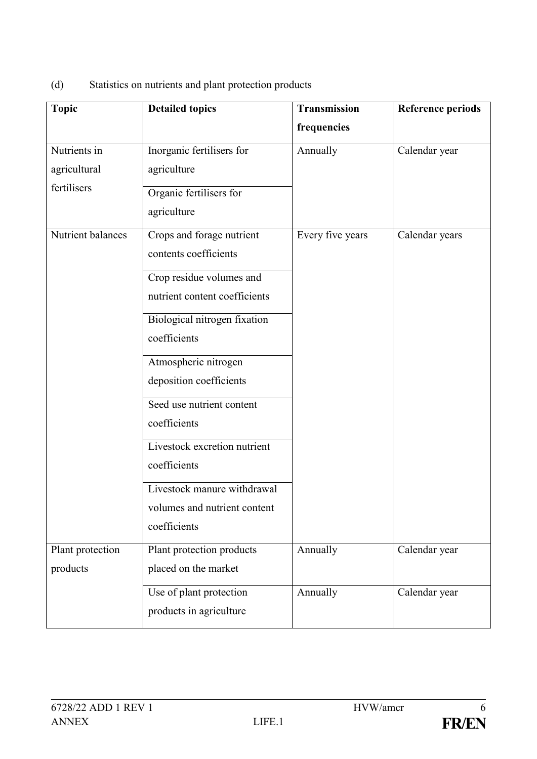(d) Statistics on nutrients and plant protection products

| Topic | Detailed topics | Transmission frequencies | Reference periods |
|---|---|---|---|
| Nutrients in agricultural fertilisers | Inorganic fertilisers for agriculture | Annually | Calendar year |
| | Organic fertilisers for agriculture | | |
| Nutrient balances | Crops and forage nutrient contents coefficients | Every five years | Calendar years |
| | Crop residue volumes and nutrient content coefficients | | |
| | Biological nitrogen fixation coefficients | | |
| | Atmospheric nitrogen deposition coefficients | | |
| | Seed use nutrient content coefficients | | |
| | Livestock excretion nutrient coefficients | | |
| | Livestock manure withdrawal volumes and nutrient content coefficients | | |
| Plant protection products | Plant protection products placed on the market | Annually | Calendar year |
| | Use of plant protection products in agriculture | Annually | Calendar year |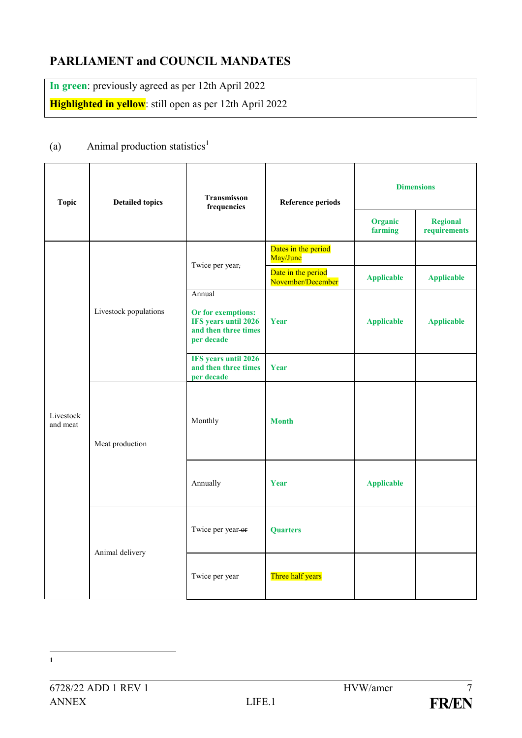## PARLIAMENT and COUNCIL MANDATES

**In green**: previously agreed as per 12th April 2022

**Highlighted in yellow**: still open as per 12th April 2022

(a) Animal production statistics[1]

| Topic | Detailed topics | Transmisson frequencies | Reference periods | Dimensions | |
|---|---|---|---|---|---|
| | | | | Organic farming | Regional requirements |
| Livestock and meat | Livestock populations | Twice per year, | Dates in the period May/June | | |
| | | | Date in the period November/December | Applicable | Applicable |
| | | Annual<br><br>**Or for exemptions: IFS years until 2026 and then three times per decade** | **Year** | **Applicable** | **Applicable** |
| | | **IFS years until 2026 and then three times per decade** | **Year** | | |
| | Meat production | Monthly | **Month** | | |
| | | Annually | **Year** | **Applicable** | |
| | Animal delivery | Twice per year or | **Quarters** | | |
| | | Twice per year | Three half years | | |

[1]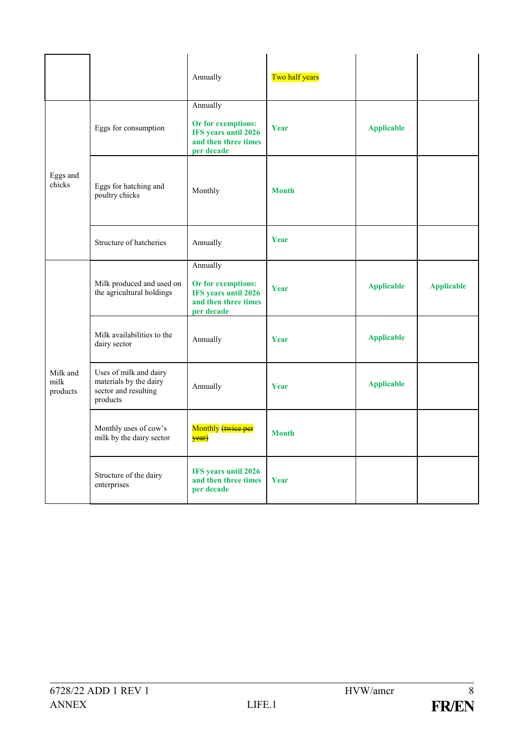| | | | | | |
|---|---|---|---|---|---|
| | | Annually | Two half years | | |
| Eggs and chicks | Eggs for consumption | Annually<br><br>**Or for exemptions: IFS years until 2026 and then three times per decade** | **Year** | **Applicable** | |
| | Eggs for hatching and poultry chicks | Monthly | **Month** | | |
| | Structure of hatcheries | Annually | **Year** | | |
| Milk and milk products | Milk produced and used on the agricultural holdings | Annually<br><br>**Or for exemptions: IFS years until 2026 and then three times per decade** | **Year** | **Applicable** | **Applicable** |
| | Milk availabilities to the dairy sector | Annually | **Year** | **Applicable** | |
| | Uses of milk and dairy materials by the dairy sector and resulting products | Annually | **Year** | **Applicable** | |
| | Monthly uses of cow's milk by the dairy sector | Monthly ~~(twice per year)~~ | **Month** | | |
| | Structure of the dairy enterprises | **IFS years until 2026 and then three times per decade** | **Year** | | |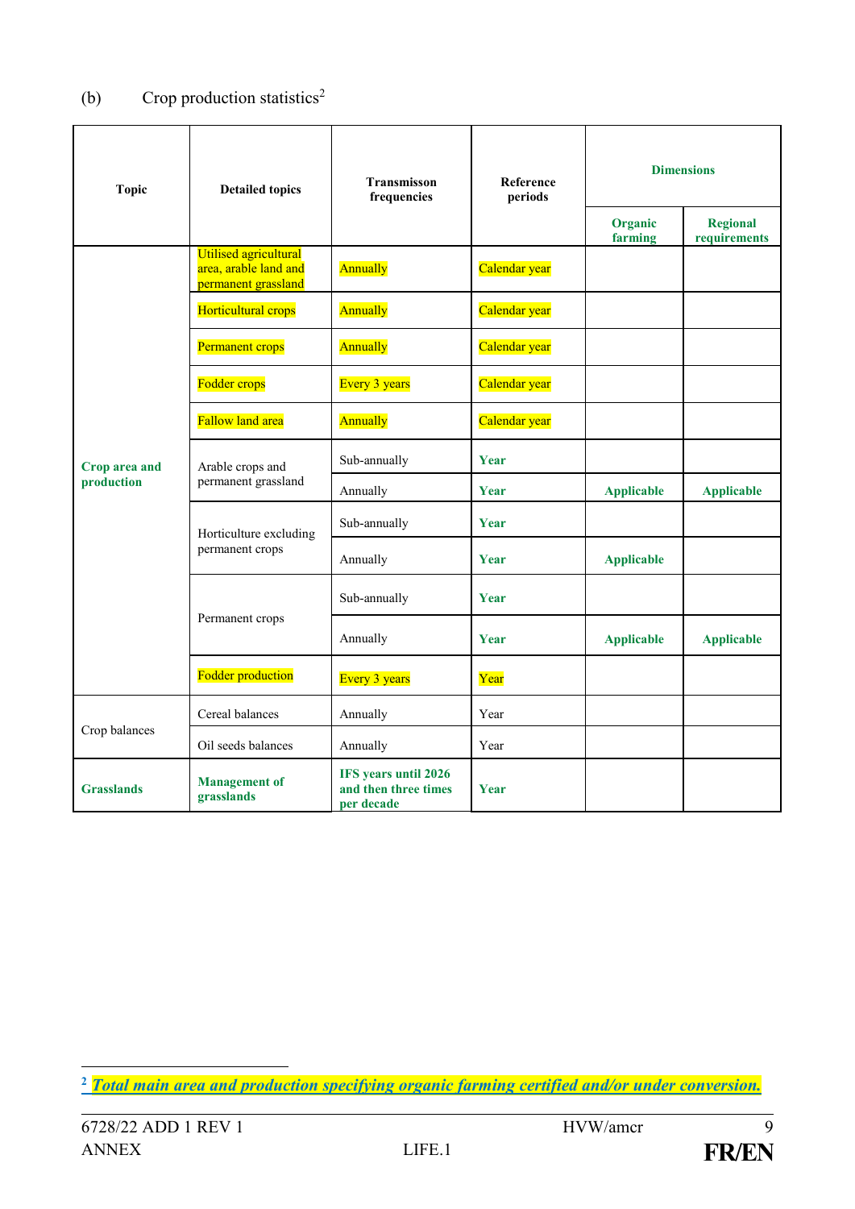(b) Crop production statistics[2]

| Topic | Detailed topics | Transmisson frequencies | Reference periods | Dimensions | |
|---|---|---|---|---|---|
| | | | | Organic farming | Regional requirements |
| Crop area and production | Utilised agricultural area, arable land and permanent grassland | Annually | Calendar year | | |
| | Horticultural crops | Annually | Calendar year | | |
| | Permanent crops | Annually | Calendar year | | |
| | Fodder crops | Every 3 years | Calendar year | | |
| | Fallow land area | Annually | Calendar year | | |
| | Arable crops and permanent grassland | Sub-annually | Year | | |
| | | Annually | Year | Applicable | Applicable |
| | Horticulture excluding permanent crops | Sub-annually | Year | | |
| | | Annually | Year | Applicable | |
| | Permanent crops | Sub-annually | Year | | |
| | | Annually | Year | Applicable | Applicable |
| | Fodder production | Every 3 years | Year | | |
| Crop balances | Cereal balances | Annually | Year | | |
| | Oil seeds balances | Annually | Year | | |
| **Grasslands** | **Management of grasslands** | **IFS years until 2026 and then three times per decade** | **Year** | | |

[2] ***Total main area and production specifying organic farming certified and/or under conversion.***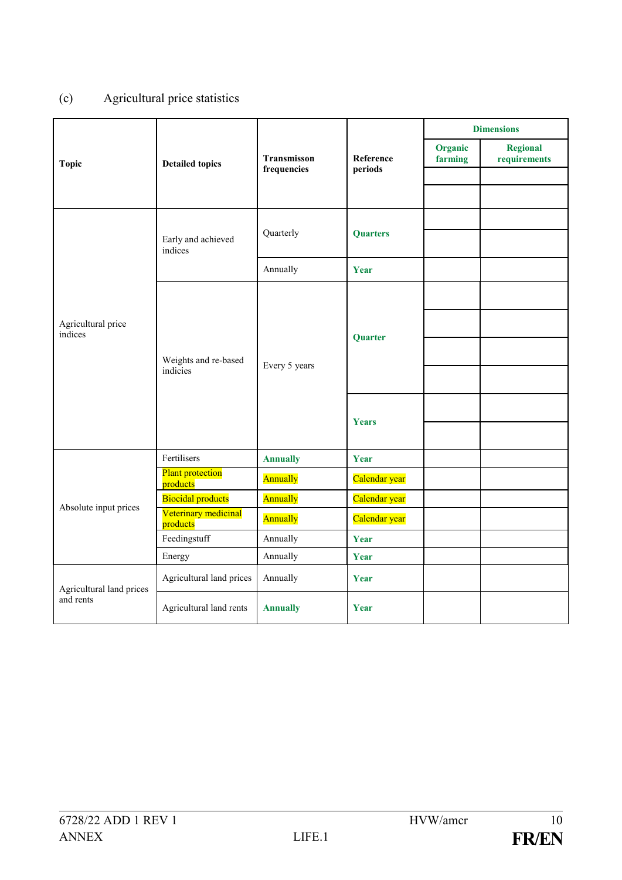(c) Agricultural price statistics

| Topic | Detailed topics | Transmisson frequencies | Reference periods | Dimensions | |
|---|---|---|---|---|---|
| | | | | **Organic farming** | **Regional requirements** |
| Agricultural price indices | Early and achieved indices | Quarterly | **Quarters** | | |
| | | Annually | **Year** | | |
| | Weights and re-based indicies | Every 5 years | **Quarter** | | |
| | | | **Years** | | |
| Absolute input prices | Fertilisers | **Annually** | **Year** | | |
| | Plant protection products | Annually | Calendar year | | |
| | Biocidal products | Annually | Calendar year | | |
| | Veterinary medicinal products | Annually | Calendar year | | |
| | Feedingstuff | Annually | **Year** | | |
| | Energy | Annually | **Year** | | |
| Agricultural land prices and rents | Agricultural land prices | Annually | **Year** | | |
| | Agricultural land rents | **Annually** | **Year** | | |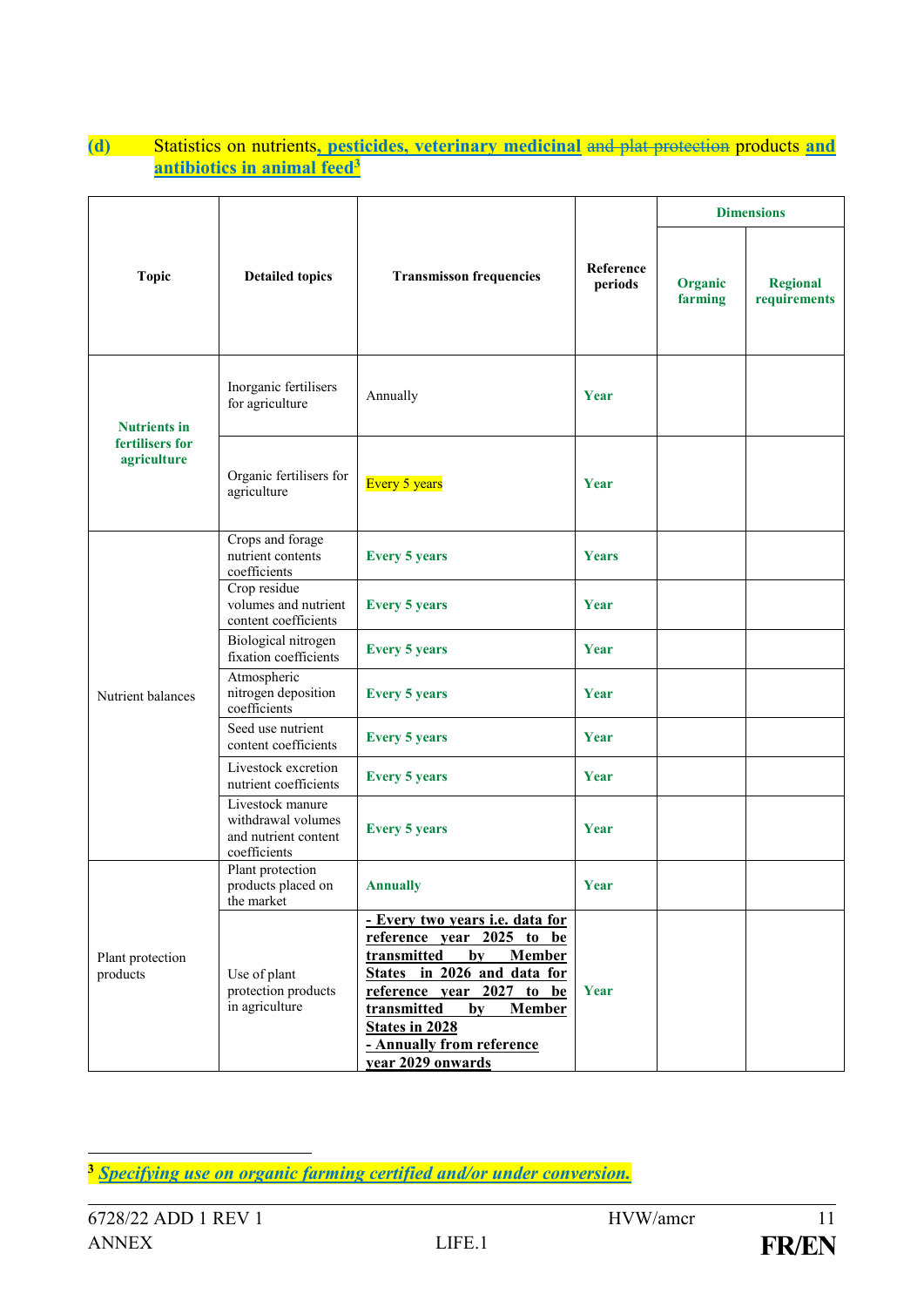**(d)** Statistics on nutrients**, pesticides, veterinary medicinal** ~~and plat protection~~ products **and antibiotics in animal feed**[3]

| Topic | Detailed topics | Transmisson frequencies | Reference periods | Dimensions | |
|---|---|---|---|---|---|
| | | | | Organic farming | Regional requirements |
| **Nutrients in fertilisers for agriculture** | Inorganic fertilisers for agriculture | Annually | **Year** | | |
| | Organic fertilisers for agriculture | Every 5 years | **Year** | | |
| Nutrient balances | Crops and forage nutrient contents coefficients | **Every 5 years** | **Years** | | |
| | Crop residue volumes and nutrient content coefficients | **Every 5 years** | **Year** | | |
| | Biological nitrogen fixation coefficients | **Every 5 years** | **Year** | | |
| | Atmospheric nitrogen deposition coefficients | **Every 5 years** | **Year** | | |
| | Seed use nutrient content coefficients | **Every 5 years** | **Year** | | |
| | Livestock excretion nutrient coefficients | **Every 5 years** | **Year** | | |
| | Livestock manure withdrawal volumes and nutrient content coefficients | **Every 5 years** | **Year** | | |
| Plant protection products | Plant protection products placed on the market | **Annually** | **Year** | | |
| | Use of plant protection products in agriculture | **- Every two years i.e. data for reference year 2025 to be transmitted by Member States in 2026 and data for reference year 2027 to be transmitted by Member States in 2028**<br>**- Annually from reference year 2029 onwards** | **Year** | | |

[3] ***Specifying use on organic farming certified and/or under conversion.***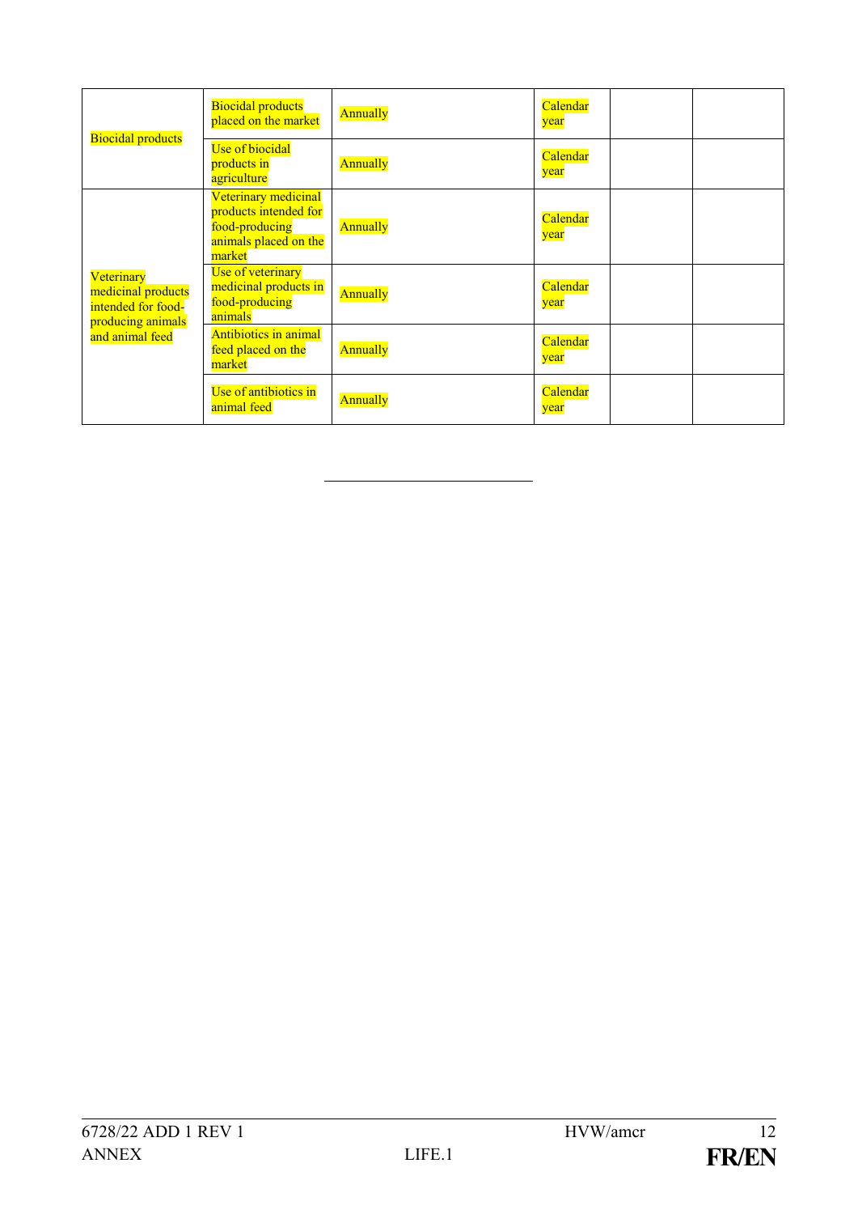| | | | | | |
|---|---|---|---|---|---|
| Biocidal products | Biocidal products placed on the market | Annually | Calendar year | | |
| | Use of biocidal products in agriculture | Annually | Calendar year | | |
| Veterinary medicinal products intended for food-producing animals and animal feed | Veterinary medicinal products intended for food-producing animals placed on the market | Annually | Calendar year | | |
| | Use of veterinary medicinal products in food-producing animals | Annually | Calendar year | | |
| | Antibiotics in animal feed placed on the market | Annually | Calendar year | | |
| | Use of antibiotics in animal feed | Annually | Calendar year | | |